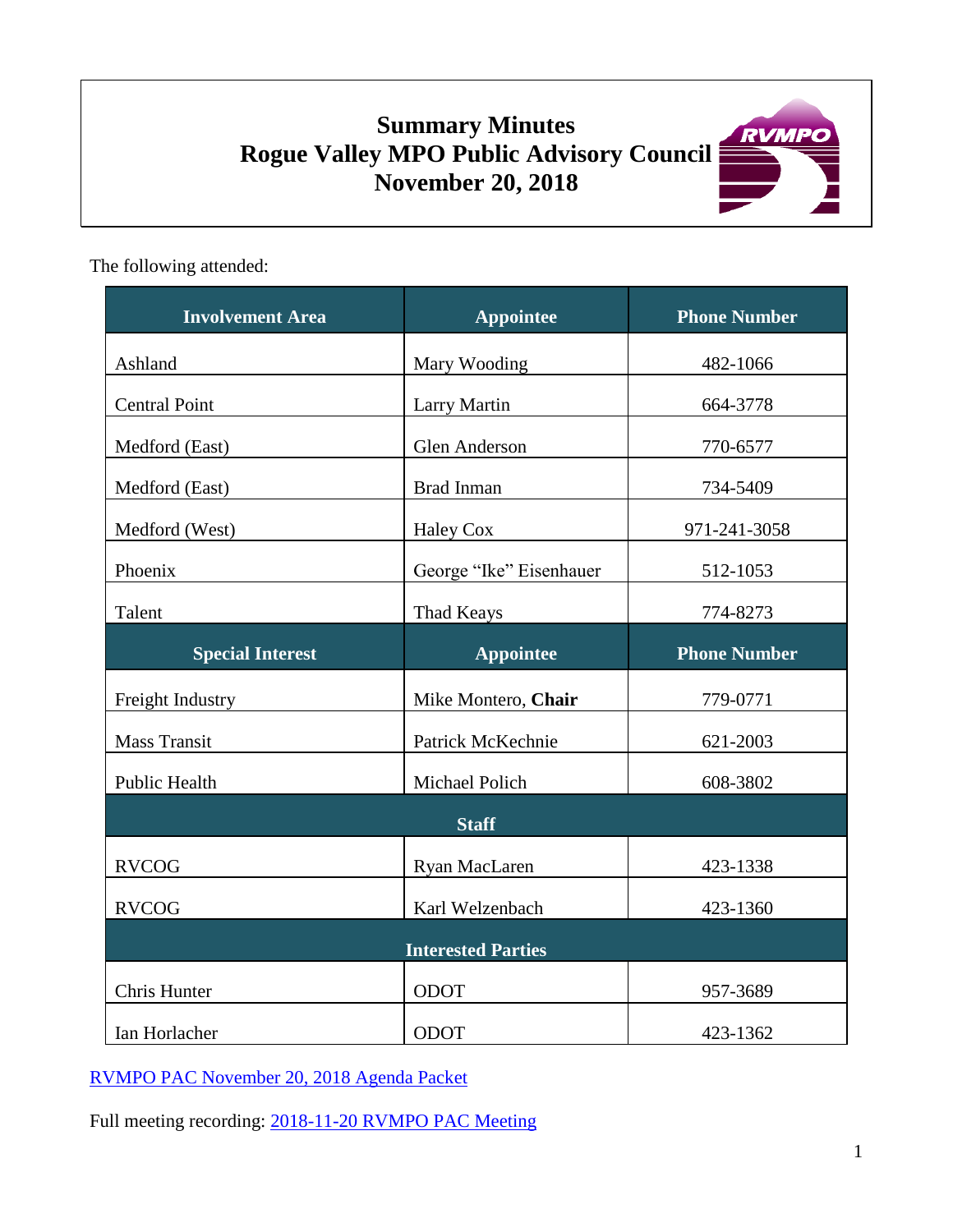# Summary Minutes
# Rogue Valley MPO Public Advisory Council
# November 20, 2018

The following attended:

| Involvement Area | Appointee | Phone Number |
|---|---|---|
| Ashland | Mary Wooding | 482-1066 |
| Central Point | Larry Martin | 664-3778 |
| Medford (East) | Glen Anderson | 770-6577 |
| Medford (East) | Brad Inman | 734-5409 |
| Medford (West) | Haley Cox | 971-241-3058 |
| Phoenix | George "Ike" Eisenhauer | 512-1053 |
| Talent | Thad Keays | 774-8273 |
| **Special Interest** | **Appointee** | **Phone Number** |
| Freight Industry | Mike Montero, **Chair** | 779-0771 |
| Mass Transit | Patrick McKechnie | 621-2003 |
| Public Health | Michael Polich | 608-3802 |
| **Staff** | | |
| RVCOG | Ryan MacLaren | 423-1338 |
| RVCOG | Karl Welzenbach | 423-1360 |
| **Interested Parties** | | |
| Chris Hunter | ODOT | 957-3689 |
| Ian Horlacher | ODOT | 423-1362 |

[RVMPO PAC November 20, 2018 Agenda Packet]

Full meeting recording: [2018-11-20 RVMPO PAC Meeting]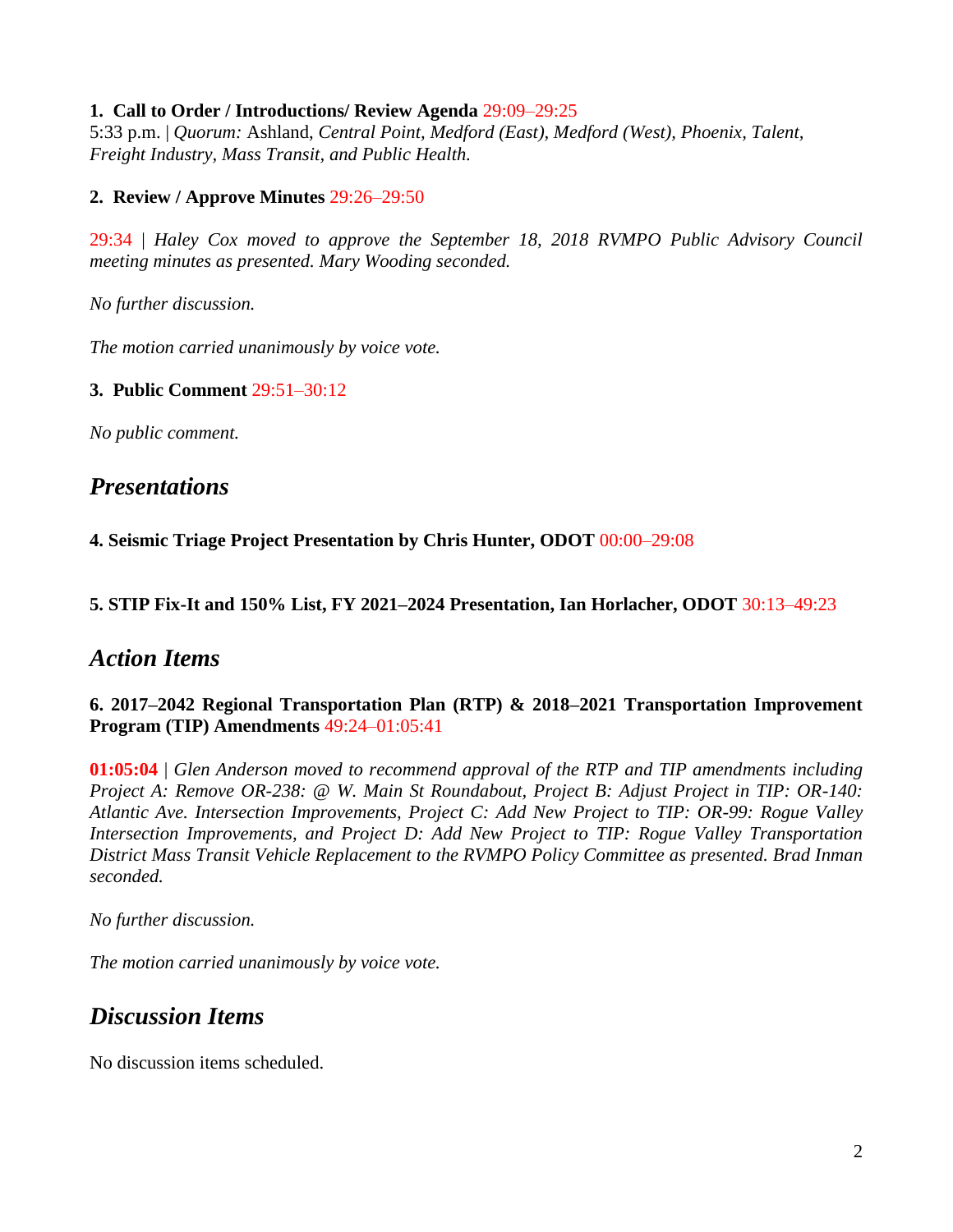**1. Call to Order / Introductions/ Review Agenda** 29:09–29:25

5:33 p.m. | *Quorum:* Ashland, *Central Point, Medford (East), Medford (West), Phoenix, Talent, Freight Industry, Mass Transit, and Public Health.*

**2. Review / Approve Minutes** 29:26–29:50

29:34 | *Haley Cox moved to approve the September 18, 2018 RVMPO Public Advisory Council meeting minutes as presented. Mary Wooding seconded.*

*No further discussion.*

*The motion carried unanimously by voice vote.*

**3. Public Comment** 29:51–30:12

*No public comment.*

## *Presentations*

**4. Seismic Triage Project Presentation by Chris Hunter, ODOT** 00:00–29:08

**5. STIP Fix-It and 150% List, FY 2021–2024 Presentation, Ian Horlacher, ODOT** 30:13–49:23

## *Action Items*

**6. 2017–2042 Regional Transportation Plan (RTP) & 2018–2021 Transportation Improvement Program (TIP) Amendments** 49:24–01:05:41

**01:05:04** | *Glen Anderson moved to recommend approval of the RTP and TIP amendments including Project A: Remove OR-238: @ W. Main St Roundabout, Project B: Adjust Project in TIP: OR-140: Atlantic Ave. Intersection Improvements, Project C: Add New Project to TIP: OR-99: Rogue Valley Intersection Improvements, and Project D: Add New Project to TIP: Rogue Valley Transportation District Mass Transit Vehicle Replacement to the RVMPO Policy Committee as presented. Brad Inman seconded.*

*No further discussion.*

*The motion carried unanimously by voice vote.*

## *Discussion Items*

No discussion items scheduled.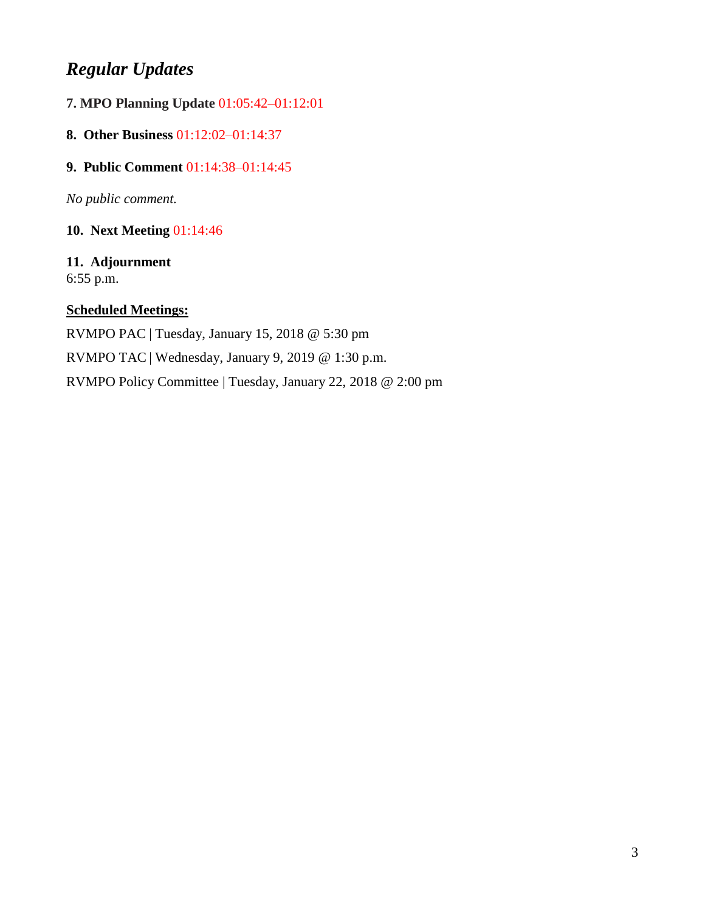## *Regular Updates*

**7. MPO Planning Update** 01:05:42–01:12:01

**8. Other Business** 01:12:02–01:14:37

**9. Public Comment** 01:14:38–01:14:45

*No public comment.*

**10. Next Meeting** 01:14:46

**11. Adjournment**
6:55 p.m.

**<u>Scheduled Meetings:</u>**

RVMPO PAC | Tuesday, January 15, 2018 @ 5:30 pm

RVMPO TAC | Wednesday, January 9, 2019 @ 1:30 p.m.

RVMPO Policy Committee | Tuesday, January 22, 2018 @ 2:00 pm